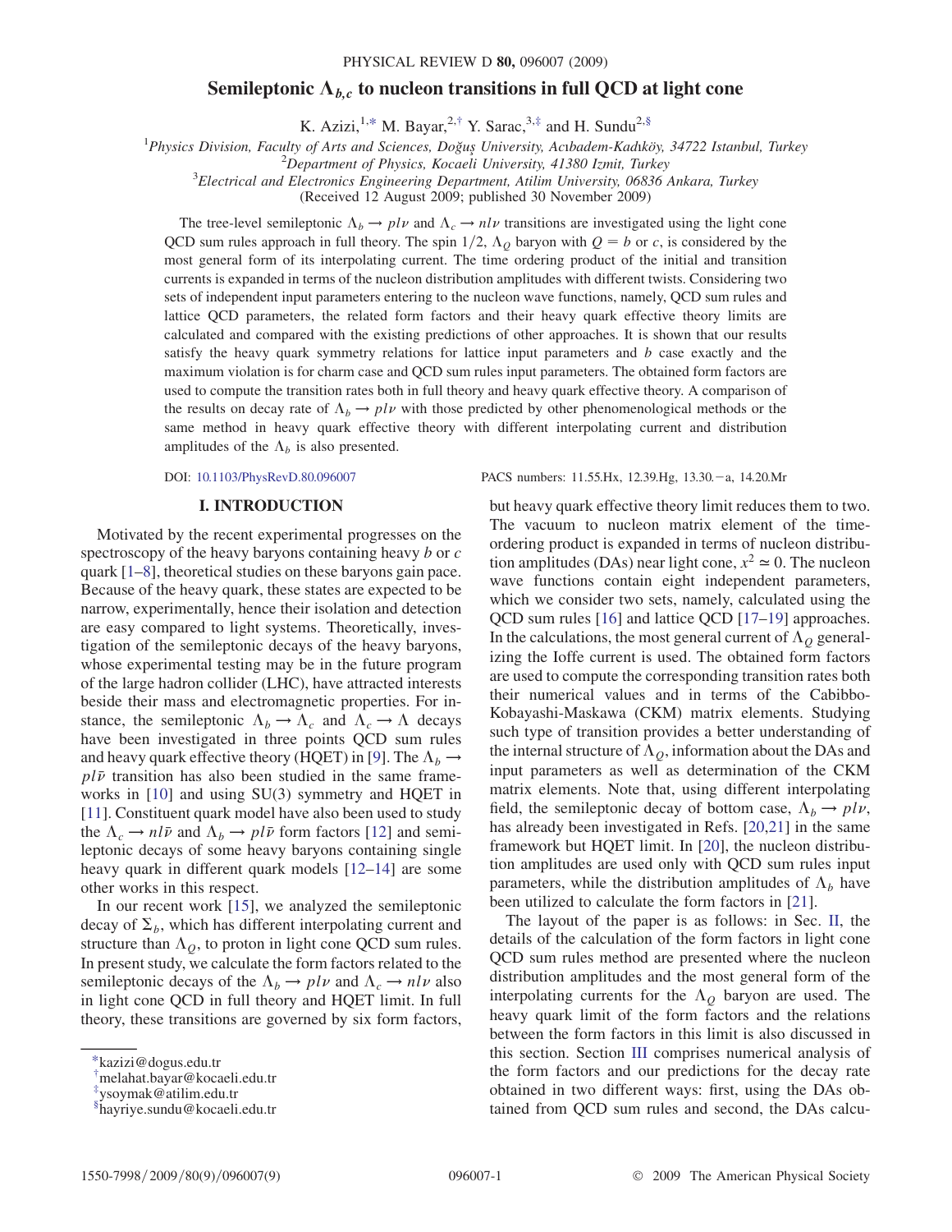# Semileptonic $\Lambda_{b,c}$ to nucleon transitions in full QCD at light cone

K. Azizi,[1,*] M. Bayar,[2,†] Y. Sarac,[3,‡] and H. Sundu[2,§]

[1]Physics Division, Faculty of Arts and Sciences, Doğuş University, Acıbadem-Kadıköy, 34722 Istanbul, Turkey
[2]Department of Physics, Kocaeli University, 41380 Izmit, Turkey
[3]Electrical and Electronics Engineering Department, Atilim University, 06836 Ankara, Turkey
(Received 12 August 2009; published 30 November 2009)

The tree-level semileptonic $\Lambda_b \to p l \nu$ and $\Lambda_c \to n l \nu$ transitions are investigated using the light cone QCD sum rules approach in full theory. The spin 1/2, $\Lambda_Q$ baryon with $Q = b$ or $c$, is considered by the most general form of its interpolating current. The time ordering product of the initial and transition currents is expanded in terms of the nucleon distribution amplitudes with different twists. Considering two sets of independent input parameters entering to the nucleon wave functions, namely, QCD sum rules and lattice QCD parameters, the related form factors and their heavy quark effective theory limits are calculated and compared with the existing predictions of other approaches. It is shown that our results satisfy the heavy quark symmetry relations for lattice input parameters and $b$ case exactly and the maximum violation is for charm case and QCD sum rules input parameters. The obtained form factors are used to compute the transition rates both in full theory and heavy quark effective theory. A comparison of the results on decay rate of $\Lambda_b \to p l \nu$ with those predicted by other phenomenological methods or the same method in heavy quark effective theory with different interpolating current and distribution amplitudes of the $\Lambda_b$ is also presented.

DOI: 10.1103/PhysRevD.80.096007 PACS numbers: 11.55.Hx, 12.39.Hg, 13.30.−a, 14.20.Mr

## I. INTRODUCTION

Motivated by the recent experimental progresses on the spectroscopy of the heavy baryons containing heavy $b$ or $c$ quark [1–8], theoretical studies on these baryons gain pace. Because of the heavy quark, these states are expected to be narrow, experimentally, hence their isolation and detection are easy compared to light systems. Theoretically, investigation of the semileptonic decays of the heavy baryons, whose experimental testing may be in the future program of the large hadron collider (LHC), have attracted interests beside their mass and electromagnetic properties. For instance, the semileptonic $\Lambda_b \to \Lambda_c$ and $\Lambda_c \to \Lambda$ decays have been investigated in three points QCD sum rules and heavy quark effective theory (HQET) in [9]. The $\Lambda_b \to p l \bar{\nu}$ transition has also been studied in the same frameworks in [10] and using SU(3) symmetry and HQET in [11]. Constituent quark model have also been used to study the $\Lambda_c \to n l \bar{\nu}$ and $\Lambda_b \to p l \bar{\nu}$ form factors [12] and semileptonic decays of some heavy baryons containing single heavy quark in different quark models [12–14] are some other works in this respect.

In our recent work [15], we analyzed the semileptonic decay of $\Sigma_b$, which has different interpolating current and structure than $\Lambda_Q$, to proton in light cone QCD sum rules. In present study, we calculate the form factors related to the semileptonic decays of the $\Lambda_b \to p l \nu$ and $\Lambda_c \to n l \nu$ also in light cone QCD in full theory and HQET limit. In full theory, these transitions are governed by six form factors, but heavy quark effective theory limit reduces them to two. The vacuum to nucleon matrix element of the time-ordering product is expanded in terms of nucleon distribution amplitudes (DAs) near light cone, $x^2 \simeq 0$. The nucleon wave functions contain eight independent parameters, which we consider two sets, namely, calculated using the QCD sum rules [16] and lattice QCD [17–19] approaches. In the calculations, the most general current of $\Lambda_Q$ generalizing the Ioffe current is used. The obtained form factors are used to compute the corresponding transition rates both their numerical values and in terms of the Cabibbo-Kobayashi-Maskawa (CKM) matrix elements. Studying such type of transition provides a better understanding of the internal structure of $\Lambda_Q$, information about the DAs and input parameters as well as determination of the CKM matrix elements. Note that, using different interpolating field, the semileptonic decay of bottom case, $\Lambda_b \to p l \nu$, has already been investigated in Refs. [20,21] in the same framework but HQET limit. In [20], the nucleon distribution amplitudes are used only with QCD sum rules input parameters, while the distribution amplitudes of $\Lambda_b$ have been utilized to calculate the form factors in [21].

The layout of the paper is as follows: in Sec. II, the details of the calculation of the form factors in light cone QCD sum rules method are presented where the nucleon distribution amplitudes and the most general form of the interpolating currents for the $\Lambda_Q$ baryon are used. The heavy quark limit of the form factors and the relations between the form factors in this limit is also discussed in this section. Section III comprises numerical analysis of the form factors and our predictions for the decay rate obtained in two different ways: first, using the DAs obtained from QCD sum rules and second, the DAs calcu-

---

*kazizi@dogus.edu.tr
†melahat.bayar@kocaeli.edu.tr
‡ysoymak@atilim.edu.tr
§hayriye.sundu@kocaeli.edu.tr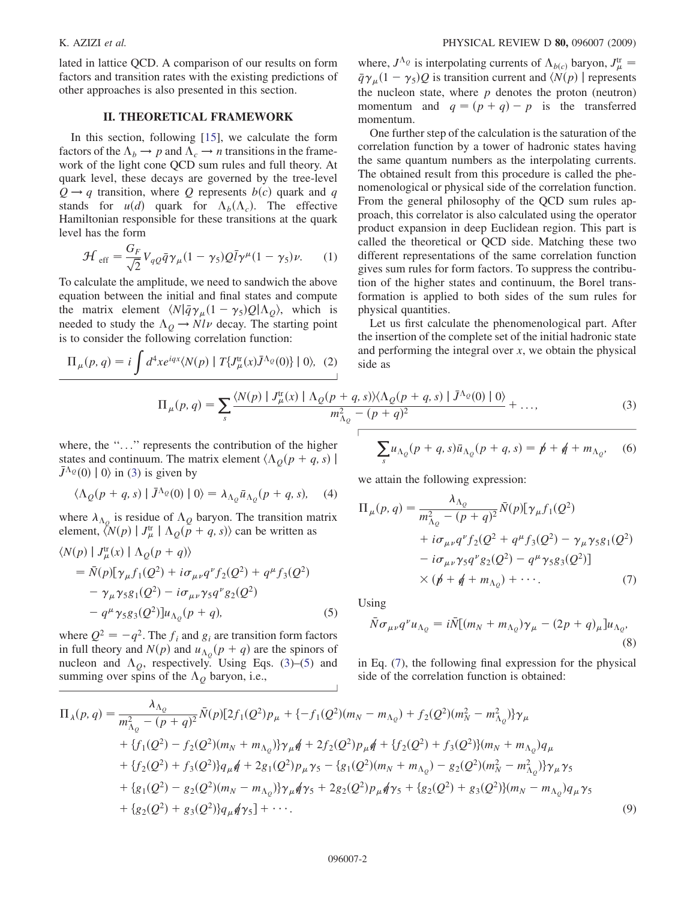lated in lattice QCD. A comparison of our results on form factors and transition rates with the existing predictions of other approaches is also presented in this section.

## II. THEORETICAL FRAMEWORK

In this section, following [15], we calculate the form factors of the $\Lambda_b \to p$ and $\Lambda_c \to n$ transitions in the framework of the light cone QCD sum rules and full theory. At quark level, these decays are governed by the tree-level $Q \to q$ transition, where $Q$ represents $b(c)$ quark and $q$ stands for $u(d)$ quark for $\Lambda_b(\Lambda_c)$. The effective Hamiltonian responsible for these transitions at the quark level has the form

$$\mathcal{H}_{\rm eff} = \frac{G_F}{\sqrt{2}} V_{qQ} \bar{q}\gamma_\mu(1-\gamma_5)Q\bar{l}\gamma^\mu(1-\gamma_5)\nu. \quad (1)$$

To calculate the amplitude, we need to sandwich the above equation between the initial and final states and compute the matrix element $\langle N|\bar{q}\gamma_\mu(1-\gamma_5)Q|\Lambda_Q\rangle$, which is needed to study the $\Lambda_Q \to Nl\nu$ decay. The starting point is to consider the following correlation function:

$$\Pi_\mu(p,q) = i\int d^4x e^{iqx}\langle N(p) \mid T\{J_\mu^{\rm tr}(x)\bar{J}^{\Lambda_Q}(0)\} \mid 0\rangle, \quad (2)$$

where, $J^{\Lambda_Q}$ is interpolating currents of $\Lambda_{b(c)}$ baryon, $J_\mu^{\rm tr} = \bar{q}\gamma_\mu(1-\gamma_5)Q$ is transition current and $\langle N(p) \mid$ represents the nucleon state, where $p$ denotes the proton (neutron) momentum and $q = (p+q) - p$ is the transferred momentum.

One further step of the calculation is the saturation of the correlation function by a tower of hadronic states having the same quantum numbers as the interpolating currents. The obtained result from this procedure is called the phenomenological or physical side of the correlation function. From the general philosophy of the QCD sum rules approach, this correlator is also calculated using the operator product expansion in deep Euclidean region. This part is called the theoretical or QCD side. Matching these two different representations of the same correlation function gives sum rules for form factors. To suppress the contribution of the higher states and continuum, the Borel transformation is applied to both sides of the sum rules for physical quantities.

Let us first calculate the phenomenological part. After the insertion of the complete set of the initial hadronic state and performing the integral over $x$, we obtain the physical side as

$$\Pi_\mu(p,q) = \sum_s \frac{\langle N(p) \mid J_\mu^{\rm tr}(x) \mid \Lambda_Q(p+q,s)\rangle\langle\Lambda_Q(p+q,s) \mid \bar{J}^{\Lambda_Q}(0) \mid 0\rangle}{m_{\Lambda_Q}^2 - (p+q)^2} + \ldots, \quad (3)$$

where, the "..." represents the contribution of the higher states and continuum. The matrix element $\langle\Lambda_Q(p+q,s) \mid \bar{J}^{\Lambda_Q}(0) \mid 0\rangle$ in (3) is given by

$$\langle\Lambda_Q(p+q,s) \mid \bar{J}^{\Lambda_Q}(0) \mid 0\rangle = \lambda_{\Lambda_Q}\bar{u}_{\Lambda_Q}(p+q,s), \quad (4)$$

where $\lambda_{\Lambda_Q}$ is residue of $\Lambda_Q$ baryon. The transition matrix element, $\langle N(p) \mid J_\mu^{\rm tr} \mid \Lambda_Q(p+q,s)\rangle$ can be written as

$$\begin{aligned}
&\langle N(p) \mid J_\mu^{\rm tr}(x) \mid \Lambda_Q(p+q)\rangle \\
&= \bar{N}(p)[\gamma_\mu f_1(Q^2) + i\sigma_{\mu\nu}q^\nu f_2(Q^2) + q^\mu f_3(Q^2) \\
&\quad - \gamma_\mu\gamma_5 g_1(Q^2) - i\sigma_{\mu\nu}\gamma_5 q^\nu g_2(Q^2) \\
&\quad - q^\mu\gamma_5 g_3(Q^2)]u_{\Lambda_Q}(p+q),
\end{aligned} \quad (5)$$

where $Q^2 = -q^2$. The $f_i$ and $g_i$ are transition form factors in full theory and $N(p)$ and $u_{\Lambda_Q}(p+q)$ are the spinors of nucleon and $\Lambda_Q$, respectively. Using Eqs. (3)–(5) and summing over spins of the $\Lambda_Q$ baryon, i.e.,

$$\sum_s u_{\Lambda_Q}(p+q,s)\bar{u}_{\Lambda_Q}(p+q,s) = \not{p} + \not{q} + m_{\Lambda_Q}, \quad (6)$$

we attain the following expression:

$$\begin{aligned}
\Pi_\mu(p,q) = {}& \frac{\lambda_{\Lambda_Q}}{m_{\Lambda_Q}^2 - (p+q)^2}\bar{N}(p)[\gamma_\mu f_1(Q^2) \\
&+ i\sigma_{\mu\nu}q^\nu f_2(Q^2 + q^\mu f_3(Q^2) - \gamma_\mu\gamma_5 g_1(Q^2) \\
&- i\sigma_{\mu\nu}\gamma_5 q^\nu g_2(Q^2) - q^\mu\gamma_5 g_3(Q^2)] \\
&\times(\not{p} + \not{q} + m_{\Lambda_Q}) + \cdots.
\end{aligned} \quad (7)$$

Using

$$\bar{N}\sigma_{\mu\nu}q^\nu u_{\Lambda_Q} = i\bar{N}[(m_N + m_{\Lambda_Q})\gamma_\mu - (2p+q)_\mu]u_{\Lambda_Q}, \quad (8)$$

in Eq. (7), the following final expression for the physical side of the correlation function is obtained:

$$\begin{aligned}
\Pi_\lambda(p,q) = {}& \frac{\lambda_{\Lambda_Q}}{m_{\Lambda_Q}^2 - (p+q)^2}\bar{N}(p)[2f_1(Q^2)p_\mu + \{-f_1(Q^2)(m_N - m_{\Lambda_Q}) + f_2(Q^2)(m_N^2 - m_{\Lambda_Q}^2)\}\gamma_\mu \\
&+ \{f_1(Q^2) - f_2(Q^2)(m_N + m_{\Lambda_Q})\}\gamma_\mu\not{q} + 2f_2(Q^2)p_\mu\not{q} + \{f_2(Q^2) + f_3(Q^2)\}(m_N + m_{\Lambda_Q})q_\mu \\
&+ \{f_2(Q^2) + f_3(Q^2)\}q_\mu\not{q} + 2g_1(Q^2)p_\mu\gamma_5 - \{g_1(Q^2)(m_N + m_{\Lambda_Q}) - g_2(Q^2)(m_N^2 - m_{\Lambda_Q}^2)\}\gamma_\mu\gamma_5 \\
&+ \{g_1(Q^2) - g_2(Q^2)(m_N - m_{\Lambda_Q})\}\gamma_\mu\not{q}\gamma_5 + 2g_2(Q^2)p_\mu\not{q}\gamma_5 + \{g_2(Q^2) + g_3(Q^2)\}(m_N - m_{\Lambda_Q})q_\mu\gamma_5 \\
&+ \{g_2(Q^2) + g_3(Q^2)\}q_\mu\not{q}\gamma_5] + \cdots.
\end{aligned} \quad (9)$$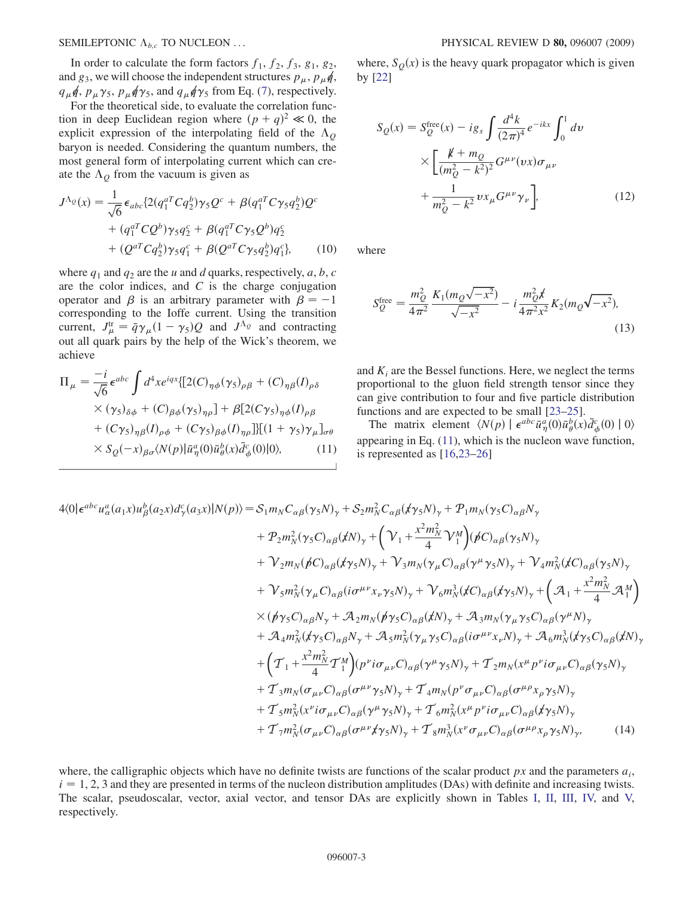In order to calculate the form factors $f_1$, $f_2$, $f_3$, $g_1$, $g_2$, and $g_3$, we will choose the independent structures $p_\mu$, $p_\mu \not{q}$, $q_\mu \not{q}$, $p_\mu \gamma_5$, $p_\mu \not{q}\gamma_5$, and $q_\mu \not{q}\gamma_5$ from Eq. (7), respectively.

For the theoretical side, to evaluate the correlation function in deep Euclidean region where $(p+q)^2 \ll 0$, the explicit expression of the interpolating field of the $\Lambda_Q$ baryon is needed. Considering the quantum numbers, the most general form of interpolating current which can create the $\Lambda_Q$ from the vacuum is given as

$$
\begin{aligned}
J^{\Lambda_Q}(x) = \frac{1}{\sqrt{6}}\epsilon_{abc}\{&2(q_1^{aT}Cq_2^b)\gamma_5 Q^c + \beta(q_1^{aT}C\gamma_5 q_2^b)Q^c \\
&+ (q_1^{aT}CQ^b)\gamma_5 q_2^c + \beta(q_1^{aT}C\gamma_5 Q^b)q_2^c \\
&+ (Q^{aT}Cq_2^b)\gamma_5 q_1^c + \beta(Q^{aT}C\gamma_5 q_2^b)q_1^c\}, \qquad (10)
\end{aligned}
$$

where $q_1$ and $q_2$ are the $u$ and $d$ quarks, respectively, $a$, $b$, $c$ are the color indices, and $C$ is the charge conjugation operator and $\beta$ is an arbitrary parameter with $\beta = -1$ corresponding to the Ioffe current. Using the transition current, $J_\mu^{\rm tr} = \bar{q}\gamma_\mu(1-\gamma_5)Q$ and $J^{\Lambda_Q}$ and contracting out all quark pairs by the help of the Wick's theorem, we achieve

$$
\begin{aligned}
\Pi_\mu = \frac{-i}{\sqrt{6}}\epsilon^{abc}\int d^4x e^{iqx}\{&[2(C)_{\eta\phi}(\gamma_5)_{\rho\beta} + (C)_{\eta\beta}(I)_{\rho\delta} \\
&\times(\gamma_5)_{\delta\phi} + (C)_{\beta\phi}(\gamma_5)_{\eta\rho}] + \beta[2(C\gamma_5)_{\eta\phi}(I)_{\rho\beta} \\
&+ (C\gamma_5)_{\eta\beta}(I)_{\rho\phi} + (C\gamma_5)_{\beta\phi}(I)_{\eta\rho}]\}[(1+\gamma_5)\gamma_\mu]_{\sigma\theta} \\
&\times S_Q(-x)_{\beta\sigma}\langle N(p)|\bar{u}_\eta^a(0)\bar{u}_\theta^b(x)\bar{d}_\phi^c(0)|0\rangle, \qquad (11)
\end{aligned}
$$

where, $S_Q(x)$ is the heavy quark propagator which is given by [22]

$$
\begin{aligned}
S_Q(x) = S_Q^{\rm free}(x) - ig_s\int\frac{d^4k}{(2\pi)^4}e^{-ikx}\int_0^1 dv \\
\times\bigg[\frac{\not{k}+m_Q}{(m_Q^2-k^2)^2}G^{\mu\nu}(vx)\sigma_{\mu\nu} \\
+ \frac{1}{m_Q^2-k^2}vx_\mu G^{\mu\nu}\gamma_\nu\bigg], \qquad (12)
\end{aligned}
$$

where

$$
S_Q^{\rm free} = \frac{m_Q^2}{4\pi^2}\frac{K_1(m_Q\sqrt{-x^2})}{\sqrt{-x^2}} - i\frac{m_Q^2\not{x}}{4\pi^2x^2}K_2(m_Q\sqrt{-x^2}), \qquad (13)
$$

and $K_i$ are the Bessel functions. Here, we neglect the terms proportional to the gluon field strength tensor since they can give contribution to four and five particle distribution functions and are expected to be small [23–25].

The matrix element $\langle N(p)|\epsilon^{abc}\bar{u}_\eta^a(0)\bar{u}_\theta^b(x)\bar{d}_\phi^c(0)|0\rangle$ appearing in Eq. (11), which is the nucleon wave function, is represented as [16,23–26]

$$
\begin{aligned}
4\langle 0|\epsilon^{abc}u_\alpha^a(a_1x)u_\beta^b(a_2x)d_\gamma^c(a_3x)|N(p)\rangle = {}& \mathcal{S}_1 m_N C_{\alpha\beta}(\gamma_5 N)_\gamma + \mathcal{S}_2 m_N^2 C_{\alpha\beta}(\not{x}\gamma_5 N)_\gamma + \mathcal{P}_1 m_N(\gamma_5 C)_{\alpha\beta}N_\gamma \\
&+ \mathcal{P}_2 m_N^2(\gamma_5 C)_{\alpha\beta}(\not{x}N)_\gamma + \left(\mathcal{V}_1 + \frac{x^2m_N^2}{4}\mathcal{V}_1^M\right)(\not{p}C)_{\alpha\beta}(\gamma_5 N)_\gamma \\
&+ \mathcal{V}_2 m_N(\not{p}C)_{\alpha\beta}(\not{x}\gamma_5 N)_\gamma + \mathcal{V}_3 m_N(\gamma_\mu C)_{\alpha\beta}(\gamma^\mu\gamma_5 N)_\gamma + \mathcal{V}_4 m_N^2(\not{x}C)_{\alpha\beta}(\gamma_5 N)_\gamma \\
&+ \mathcal{V}_5 m_N^2(\gamma_\mu C)_{\alpha\beta}(i\sigma^{\mu\nu}x_\nu\gamma_5 N)_\gamma + \mathcal{V}_6 m_N^3(\not{x}C)_{\alpha\beta}(\not{x}\gamma_5 N)_\gamma + \left(\mathcal{A}_1 + \frac{x^2m_N^2}{4}\mathcal{A}_1^M\right) \\
&\times(\not{p}\gamma_5 C)_{\alpha\beta}N_\gamma + \mathcal{A}_2 m_N(\not{p}\gamma_5 C)_{\alpha\beta}(\not{x}N)_\gamma + \mathcal{A}_3 m_N(\gamma_\mu\gamma_5 C)_{\alpha\beta}(\gamma^\mu N)_\gamma \\
&+ \mathcal{A}_4 m_N^2(\not{x}\gamma_5 C)_{\alpha\beta}N_\gamma + \mathcal{A}_5 m_N^2(\gamma_\mu\gamma_5 C)_{\alpha\beta}(i\sigma^{\mu\nu}x_\nu N)_\gamma + \mathcal{A}_6 m_N^3(\not{x}\gamma_5 C)_{\alpha\beta}(\not{x}N)_\gamma \\
&+ \left(\mathcal{T}_1 + \frac{x^2m_N^2}{4}\mathcal{T}_1^M\right)(p^\nu i\sigma_{\mu\nu}C)_{\alpha\beta}(\gamma^\mu\gamma_5 N)_\gamma + \mathcal{T}_2 m_N(x^\mu p^\nu i\sigma_{\mu\nu}C)_{\alpha\beta}(\gamma_5 N)_\gamma \\
&+ \mathcal{T}_3 m_N(\sigma_{\mu\nu}C)_{\alpha\beta}(\sigma^{\mu\nu}\gamma_5 N)_\gamma + \mathcal{T}_4 m_N(p^\nu\sigma_{\mu\nu}C)_{\alpha\beta}(\sigma^{\mu\rho}x_\rho\gamma_5 N)_\gamma \\
&+ \mathcal{T}_5 m_N^2(x^\nu i\sigma_{\mu\nu}C)_{\alpha\beta}(\gamma^\mu\gamma_5 N)_\gamma + \mathcal{T}_6 m_N^2(x^\mu p^\nu i\sigma_{\mu\nu}C)_{\alpha\beta}(\not{x}\gamma_5 N)_\gamma \\
&+ \mathcal{T}_7 m_N^2(\sigma_{\mu\nu}C)_{\alpha\beta}(\sigma^{\mu\nu}\not{x}\gamma_5 N)_\gamma + \mathcal{T}_8 m_N^3(x^\nu\sigma_{\mu\nu}C)_{\alpha\beta}(\sigma^{\mu\rho}x_\rho\gamma_5 N)_\gamma, \qquad (14)
\end{aligned}
$$

where, the calligraphic objects which have no definite twists are functions of the scalar product $px$ and the parameters $a_i$, $i = 1, 2, 3$ and they are presented in terms of the nucleon distribution amplitudes (DAs) with definite and increasing twists. The scalar, pseudoscalar, vector, axial vector, and tensor DAs are explicitly shown in Tables I, II, III, IV, and V, respectively.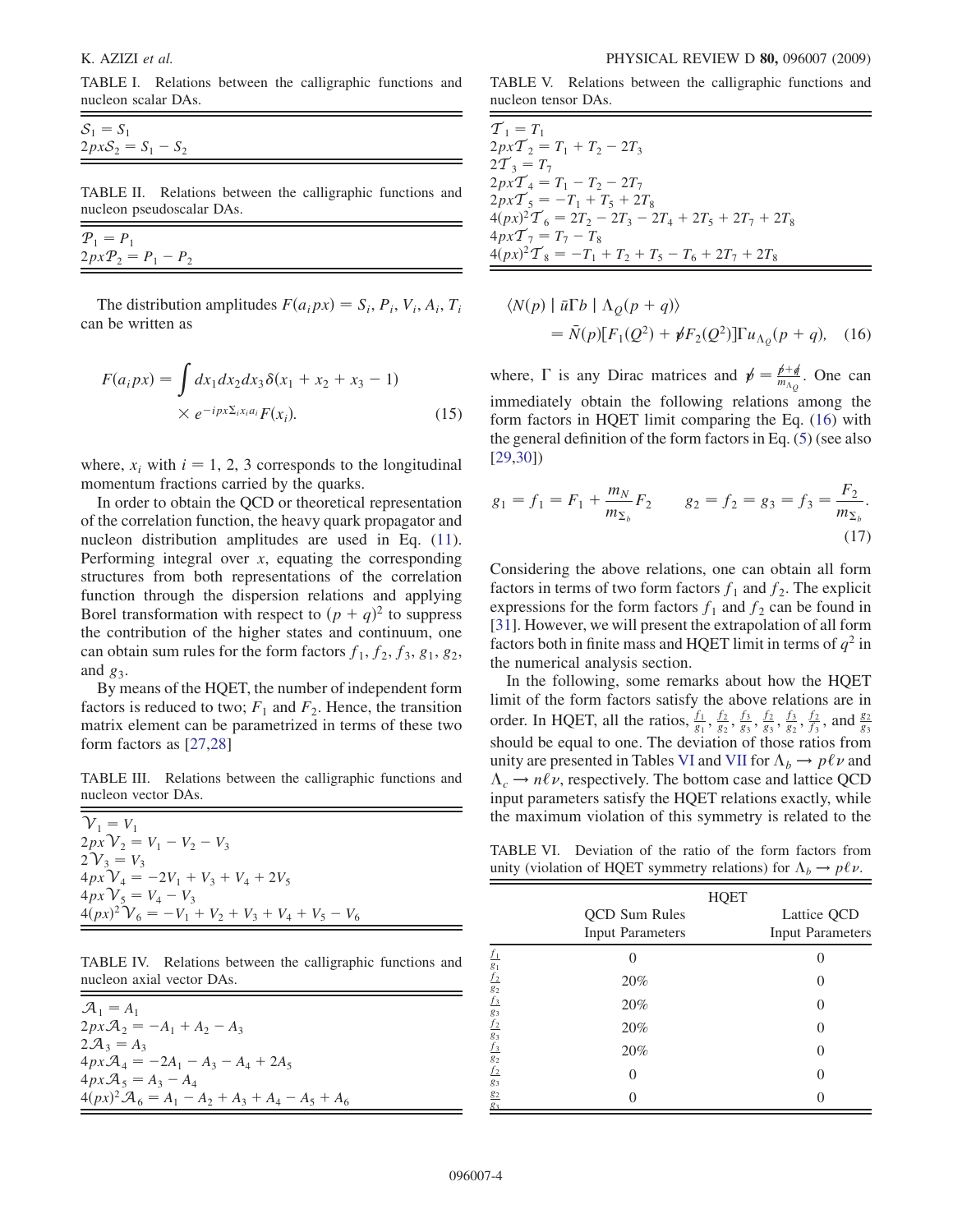TABLE I. Relations between the calligraphic functions and nucleon scalar DAs.

| |
|---|
| $\mathcal{S}_1 = S_1$ |
| $2px\mathcal{S}_2 = S_1 - S_2$ |

TABLE II. Relations between the calligraphic functions and nucleon pseudoscalar DAs.

| |
|---|
| $\mathcal{P}_1 = P_1$ |
| $2px\mathcal{P}_2 = P_1 - P_2$ |

The distribution amplitudes $F(a_i px) = S_i, P_i, V_i, A_i, T_i$ can be written as

$$F(a_i px) = \int dx_1 dx_2 dx_3 \delta(x_1 + x_2 + x_3 - 1) \times e^{-ipx\Sigma_i x_i a_i} F(x_i). \qquad (15)$$

where, $x_i$ with $i = 1, 2, 3$ corresponds to the longitudinal momentum fractions carried by the quarks.

In order to obtain the QCD or theoretical representation of the correlation function, the heavy quark propagator and nucleon distribution amplitudes are used in Eq. (11). Performing integral over $x$, equating the corresponding structures from both representations of the correlation function through the dispersion relations and applying Borel transformation with respect to $(p+q)^2$ to suppress the contribution of the higher states and continuum, one can obtain sum rules for the form factors $f_1$, $f_2$, $f_3$, $g_1$, $g_2$, and $g_3$.

By means of the HQET, the number of independent form factors is reduced to two; $F_1$ and $F_2$. Hence, the transition matrix element can be parametrized in terms of these two form factors as [27,28]

TABLE III. Relations between the calligraphic functions and nucleon vector DAs.

| |
|---|
| $\mathcal{V}_1 = V_1$ |
| $2px\mathcal{V}_2 = V_1 - V_2 - V_3$ |
| $2\mathcal{V}_3 = V_3$ |
| $4px\mathcal{V}_4 = -2V_1 + V_3 + V_4 + 2V_5$ |
| $4px\mathcal{V}_5 = V_4 - V_3$ |
| $4(px)^2\mathcal{V}_6 = -V_1 + V_2 + V_3 + V_4 + V_5 - V_6$ |

TABLE IV. Relations between the calligraphic functions and nucleon axial vector DAs.

| |
|---|
| $\mathcal{A}_1 = A_1$ |
| $2px\mathcal{A}_2 = -A_1 + A_2 - A_3$ |
| $2\mathcal{A}_3 = A_3$ |
| $4px\mathcal{A}_4 = -2A_1 - A_3 - A_4 + 2A_5$ |
| $4px\mathcal{A}_5 = A_3 - A_4$ |
| $4(px)^2\mathcal{A}_6 = A_1 - A_2 + A_3 + A_4 - A_5 + A_6$ |

TABLE V. Relations between the calligraphic functions and nucleon tensor DAs.

| |
|---|
| $\mathcal{T}_1 = T_1$ |
| $2px\mathcal{T}_2 = T_1 + T_2 - 2T_3$ |
| $2\mathcal{T}_3 = T_7$ |
| $2px\mathcal{T}_4 = T_1 - T_2 - 2T_7$ |
| $2px\mathcal{T}_5 = -T_1 + T_5 + 2T_8$ |
| $4(px)^2\mathcal{T}_6 = 2T_2 - 2T_3 - 2T_4 + 2T_5 + 2T_7 + 2T_8$ |
| $4px\mathcal{T}_7 = T_7 - T_8$ |
| $4(px)^2\mathcal{T}_8 = -T_1 + T_2 + T_5 - T_6 + 2T_7 + 2T_8$ |

$$\langle N(p) \mid \bar{u}\Gamma b \mid \Lambda_Q(p+q)\rangle = \bar{N}(p)[F_1(Q^2) + \not{v}F_2(Q^2)]\Gamma u_{\Lambda_Q}(p+q), \qquad (16)$$

where, $\Gamma$ is any Dirac matrices and $\not{v} = \frac{\not{p}+\not{q}}{m_{\Lambda_Q}}$. One can immediately obtain the following relations among the form factors in HQET limit comparing the Eq. (16) with the general definition of the form factors in Eq. (5) (see also [29,30])

$$g_1 = f_1 = F_1 + \frac{m_N}{m_{\Sigma_b}} F_2 \qquad g_2 = f_2 = g_3 = f_3 = \frac{F_2}{m_{\Sigma_b}}. \qquad (17)$$

Considering the above relations, one can obtain all form factors in terms of two form factors $f_1$ and $f_2$. The explicit expressions for the form factors $f_1$ and $f_2$ can be found in [31]. However, we will present the extrapolation of all form factors both in finite mass and HQET limit in terms of $q^2$ in the numerical analysis section.

In the following, some remarks about how the HQET limit of the form factors satisfy the above relations are in order. In HQET, all the ratios, $\frac{f_1}{g_1}$, $\frac{f_2}{g_2}$, $\frac{f_3}{g_3}$, $\frac{f_2}{g_3}$, $\frac{f_3}{g_2}$, $\frac{f_2}{f_3}$, and $\frac{g_2}{g_3}$ should be equal to one. The deviation of those ratios from unity are presented in Tables VI and VII for $\Lambda_b \to p\ell\nu$ and $\Lambda_c \to n\ell\nu$, respectively. The bottom case and lattice QCD input parameters satisfy the HQET relations exactly, while the maximum violation of this symmetry is related to the

TABLE VI. Deviation of the ratio of the form factors from unity (violation of HQET symmetry relations) for $\Lambda_b \to p\ell\nu$.

| | HQET | |
|---|---|---|
| | QCD Sum Rules Input Parameters | Lattice QCD Input Parameters |
| $\frac{f_1}{g_1}$ | 0 | 0 |
| $\frac{f_2}{g_2}$ | 20% | 0 |
| $\frac{f_3}{g_3}$ | 20% | 0 |
| $\frac{f_2}{g_3}$ | 20% | 0 |
| $\frac{f_3}{g_2}$ | 20% | 0 |
| $\frac{f_2}{f_3}$ | 0 | 0 |
| $\frac{g_2}{g_3}$ | 0 | 0 |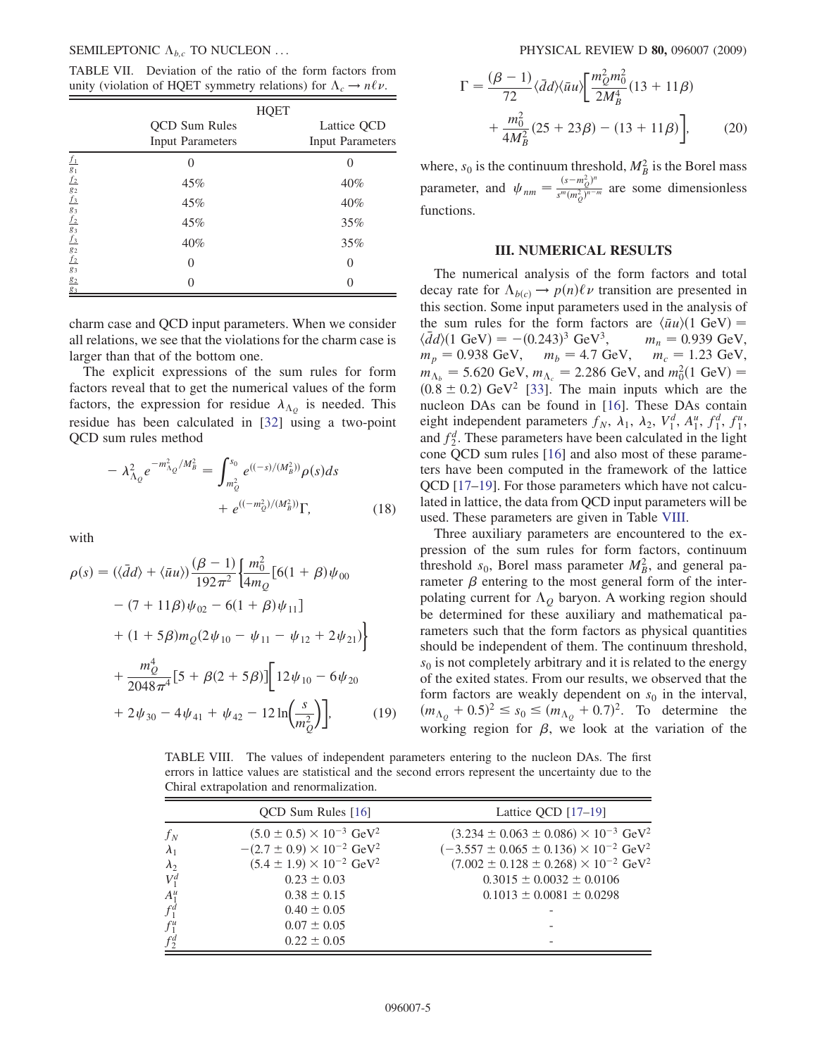TABLE VII. Deviation of the ratio of the form factors from unity (violation of HQET symmetry relations) for $\Lambda_c \to n\ell\nu$.

| | HQET | |
|---|---|---|
| | QCD Sum Rules Input Parameters | Lattice QCD Input Parameters |
| $\frac{f_1}{g_1}$ | 0 | 0 |
| $\frac{f_2}{g_2}$ | 45% | 40% |
| $\frac{f_3}{g_3}$ | 45% | 40% |
| $\frac{f_2}{g_3}$ | 45% | 35% |
| $\frac{f_3}{g_2}$ | 40% | 35% |
| $\frac{f_2}{f_3}$ | 0 | 0 |
| $\frac{g_2}{g_3}$ | 0 | 0 |

charm case and QCD input parameters. When we consider all relations, we see that the violations for the charm case is larger than that of the bottom one.

The explicit expressions of the sum rules for form factors reveal that to get the numerical values of the form factors, the expression for residue $\lambda_{\Lambda_Q}$ is needed. This residue has been calculated in [32] using a two-point QCD sum rules method

$$-\lambda_{\Lambda_Q}^2 e^{-m_{\Lambda_Q}^2/M_B^2} = \int_{m_Q^2}^{s_0} e^{((-s)/(M_B^2))}\rho(s)ds + e^{((-m_Q^2)/(M_B^2))}\Gamma, \qquad (18)$$

with

$$\begin{aligned}\rho(s) = {}& (\langle\bar{d}d\rangle + \langle\bar{u}u\rangle)\frac{(\beta-1)}{192\pi^2}\bigg\{\frac{m_0^2}{4m_Q}[6(1+\beta)\psi_{00} - (7+11\beta)\psi_{02} - 6(1+\beta)\psi_{11}] \\ & + (1+5\beta)m_Q(2\psi_{10} - \psi_{11} - \psi_{12} + 2\psi_{21})\bigg\} \\ & + \frac{m_Q^4}{2048\pi^4}[5+\beta(2+5\beta)]\bigg[12\psi_{10} - 6\psi_{20} + 2\psi_{30} - 4\psi_{41} + \psi_{42} - 12\ln\left(\frac{s}{m_Q^2}\right)\bigg], \end{aligned} \qquad (19)$$

$$\Gamma = \frac{(\beta-1)}{72}\langle\bar{d}d\rangle\langle\bar{u}u\rangle\bigg[\frac{m_Q^2 m_0^2}{2M_B^4}(13+11\beta) + \frac{m_0^2}{4M_B^2}(25+23\beta) - (13+11\beta)\bigg], \qquad (20)$$

where, $s_0$ is the continuum threshold, $M_B^2$ is the Borel mass parameter, and $\psi_{nm} = \frac{(s-m_Q^2)^n}{s^m(m_Q^2)^{n-m}}$ are some dimensionless functions.

## III. NUMERICAL RESULTS

The numerical analysis of the form factors and total decay rate for $\Lambda_{b(c)} \to p(n)\ell\nu$ transition are presented in this section. Some input parameters used in the analysis of the sum rules for the form factors are $\langle\bar{u}u\rangle(1\text{ GeV}) = \langle\bar{d}d\rangle(1\text{ GeV}) = -(0.243)^3\text{ GeV}^3$, $m_n = 0.939$ GeV, $m_p = 0.938$ GeV, $m_b = 4.7$ GeV, $m_c = 1.23$ GeV, $m_{\Lambda_b} = 5.620$ GeV, $m_{\Lambda_c} = 2.286$ GeV, and $m_0^2(1\text{ GeV}) = (0.8 \pm 0.2)\text{ GeV}^2$ [33]. The main inputs which are the nucleon DAs can be found in [16]. These DAs contain eight independent parameters $f_N$, $\lambda_1$, $\lambda_2$, $V_1^d$, $A_1^u$, $f_1^d$, $f_1^u$, and $f_2^d$. These parameters have been calculated in the light cone QCD sum rules [16] and also most of these parameters have been computed in the framework of the lattice QCD [17–19]. For those parameters which have not calculated in lattice, the data from QCD input parameters will be used. These parameters are given in Table VIII.

Three auxiliary parameters are encountered to the expression of the sum rules for form factors, continuum threshold $s_0$, Borel mass parameter $M_B^2$, and general parameter $\beta$ entering to the most general form of the interpolating current for $\Lambda_Q$ baryon. A working region should be determined for these auxiliary and mathematical parameters such that the form factors as physical quantities should be independent of them. The continuum threshold, $s_0$ is not completely arbitrary and it is related to the energy of the exited states. From our results, we observed that the form factors are weakly dependent on $s_0$ in the interval, $(m_{\Lambda_Q} + 0.5)^2 \le s_0 \le (m_{\Lambda_Q} + 0.7)^2$. To determine the working region for $\beta$, we look at the variation of the

TABLE VIII. The values of independent parameters entering to the nucleon DAs. The first errors in lattice values are statistical and the second errors represent the uncertainty due to the Chiral extrapolation and renormalization.

| | QCD Sum Rules [16] | Lattice QCD [17–19] |
|---|---|---|
| $f_N$ | $(5.0 \pm 0.5) \times 10^{-3}$ GeV$^2$ | $(3.234 \pm 0.063 \pm 0.086) \times 10^{-3}$ GeV$^2$ |
| $\lambda_1$ | $-(2.7 \pm 0.9) \times 10^{-2}$ GeV$^2$ | $(-3.557 \pm 0.065 \pm 0.136) \times 10^{-2}$ GeV$^2$ |
| $\lambda_2$ | $(5.4 \pm 1.9) \times 10^{-2}$ GeV$^2$ | $(7.002 \pm 0.128 \pm 0.268) \times 10^{-2}$ GeV$^2$ |
| $V_1^d$ | $0.23 \pm 0.03$ | $0.3015 \pm 0.0032 \pm 0.0106$ |
| $A_1^u$ | $0.38 \pm 0.15$ | $0.1013 \pm 0.0081 \pm 0.0298$ |
| $f_1^d$ | $0.40 \pm 0.05$ | - |
| $f_1^u$ | $0.07 \pm 0.05$ | - |
| $f_2^d$ | $0.22 \pm 0.05$ | - |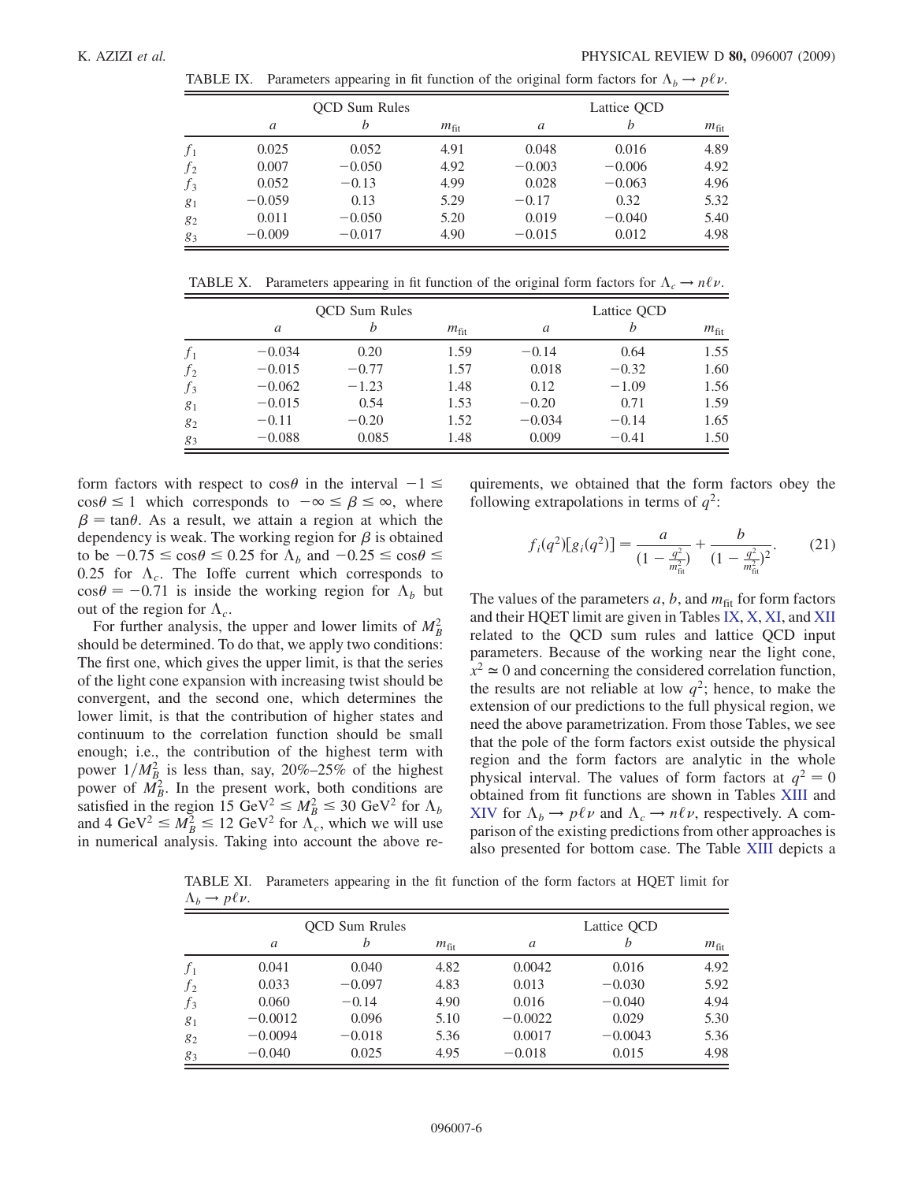TABLE IX. Parameters appearing in fit function of the original form factors for $\Lambda_b \to p\ell\nu$.

| | QCD Sum Rules | | | Lattice QCD | | |
|---|---|---|---|---|---|---|
| | $a$ | $b$ | $m_{\rm fit}$ | $a$ | $b$ | $m_{\rm fit}$ |
| $f_1$ | 0.025 | 0.052 | 4.91 | 0.048 | 0.016 | 4.89 |
| $f_2$ | 0.007 | −0.050 | 4.92 | −0.003 | −0.006 | 4.92 |
| $f_3$ | 0.052 | −0.13 | 4.99 | 0.028 | −0.063 | 4.96 |
| $g_1$ | −0.059 | 0.13 | 5.29 | −0.17 | 0.32 | 5.32 |
| $g_2$ | 0.011 | −0.050 | 5.20 | 0.019 | −0.040 | 5.40 |
| $g_3$ | −0.009 | −0.017 | 4.90 | −0.015 | 0.012 | 4.98 |

TABLE X. Parameters appearing in fit function of the original form factors for $\Lambda_c \to n\ell\nu$.

| | QCD Sum Rules | | | Lattice QCD | | |
|---|---|---|---|---|---|---|
| | $a$ | $b$ | $m_{\rm fit}$ | $a$ | $b$ | $m_{\rm fit}$ |
| $f_1$ | −0.034 | 0.20 | 1.59 | −0.14 | 0.64 | 1.55 |
| $f_2$ | −0.015 | −0.77 | 1.57 | 0.018 | −0.32 | 1.60 |
| $f_3$ | −0.062 | −1.23 | 1.48 | 0.12 | −1.09 | 1.56 |
| $g_1$ | −0.015 | 0.54 | 1.53 | −0.20 | 0.71 | 1.59 |
| $g_2$ | −0.11 | −0.20 | 1.52 | −0.034 | −0.14 | 1.65 |
| $g_3$ | −0.088 | 0.085 | 1.48 | 0.009 | −0.41 | 1.50 |

form factors with respect to $\cos\theta$ in the interval $-1 \leq \cos\theta \leq 1$ which corresponds to $-\infty \leq \beta \leq \infty$, where $\beta = \tan\theta$. As a result, we attain a region at which the dependency is weak. The working region for $\beta$ is obtained to be $-0.75 \leq \cos\theta \leq 0.25$ for $\Lambda_b$ and $-0.25 \leq \cos\theta \leq 0.25$ for $\Lambda_c$. The Ioffe current which corresponds to $\cos\theta = -0.71$ is inside the working region for $\Lambda_b$ but out of the region for $\Lambda_c$.

For further analysis, the upper and lower limits of $M_B^2$ should be determined. To do that, we apply two conditions: The first one, which gives the upper limit, is that the series of the light cone expansion with increasing twist should be convergent, and the second one, which determines the lower limit, is that the contribution of higher states and continuum to the correlation function should be small enough; i.e., the contribution of the highest term with power $1/M_B^2$ is less than, say, 20%–25% of the highest power of $M_B^2$. In the present work, both conditions are satisfied in the region 15 GeV$^2 \leq M_B^2 \leq$ 30 GeV$^2$ for $\Lambda_b$ and 4 GeV$^2 \leq M_B^2 \leq$ 12 GeV$^2$ for $\Lambda_c$, which we will use in numerical analysis. Taking into account the above requirements, we obtained that the form factors obey the following extrapolations in terms of $q^2$:

$$f_i(q^2)[g_i(q^2)] = \frac{a}{(1 - \frac{q^2}{m_{\rm fit}^2})} + \frac{b}{(1 - \frac{q^2}{m_{\rm fit}^2})^2}. \tag{21}$$

The values of the parameters $a$, $b$, and $m_{\rm fit}$ for form factors and their HQET limit are given in Tables IX, X, XI, and XII related to the QCD sum rules and lattice QCD input parameters. Because of the working near the light cone, $x^2 \simeq 0$ and concerning the considered correlation function, the results are not reliable at low $q^2$; hence, to make the extension of our predictions to the full physical region, we need the above parametrization. From those Tables, we see that the pole of the form factors exist outside the physical region and the form factors are analytic in the whole physical interval. The values of form factors at $q^2 = 0$ obtained from fit functions are shown in Tables XIII and XIV for $\Lambda_b \to p\ell\nu$ and $\Lambda_c \to n\ell\nu$, respectively. A comparison of the existing predictions from other approaches is also presented for bottom case. The Table XIII depicts a

TABLE XI. Parameters appearing in the fit function of the form factors at HQET limit for $\Lambda_b \to p\ell\nu$.

| | QCD Sum Rrules | | | Lattice QCD | | |
|---|---|---|---|---|---|---|
| | $a$ | $b$ | $m_{\rm fit}$ | $a$ | $b$ | $m_{\rm fit}$ |
| $f_1$ | 0.041 | 0.040 | 4.82 | 0.0042 | 0.016 | 4.92 |
| $f_2$ | 0.033 | −0.097 | 4.83 | 0.013 | −0.030 | 5.92 |
| $f_3$ | 0.060 | −0.14 | 4.90 | 0.016 | −0.040 | 4.94 |
| $g_1$ | −0.0012 | 0.096 | 5.10 | −0.0022 | 0.029 | 5.30 |
| $g_2$ | −0.0094 | −0.018 | 5.36 | 0.0017 | −0.0043 | 5.36 |
| $g_3$ | −0.040 | 0.025 | 4.95 | −0.018 | 0.015 | 4.98 |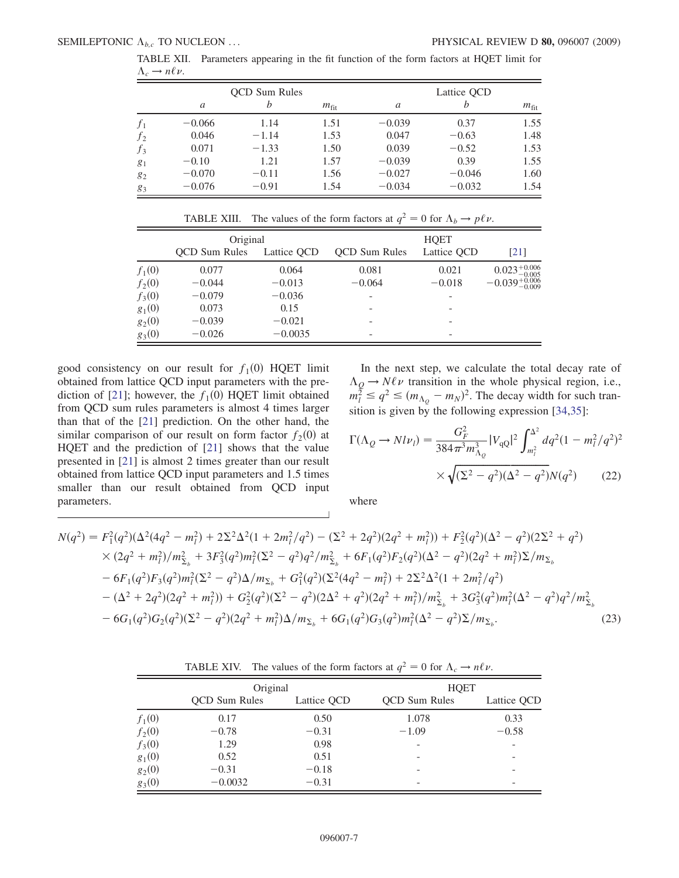TABLE XII. Parameters appearing in the fit function of the form factors at HQET limit for $\Lambda_c \to n\ell\nu$.

| | QCD Sum Rules | | | Lattice QCD | | |
|---|---|---|---|---|---|---|
| | $a$ | $b$ | $m_{\rm fit}$ | $a$ | $b$ | $m_{\rm fit}$ |
| $f_1$ | −0.066 | 1.14 | 1.51 | −0.039 | 0.37 | 1.55 |
| $f_2$ | 0.046 | −1.14 | 1.53 | 0.047 | −0.63 | 1.48 |
| $f_3$ | 0.071 | −1.33 | 1.50 | 0.039 | −0.52 | 1.53 |
| $g_1$ | −0.10 | 1.21 | 1.57 | −0.039 | 0.39 | 1.55 |
| $g_2$ | −0.070 | −0.11 | 1.56 | −0.027 | −0.046 | 1.60 |
| $g_3$ | −0.076 | −0.91 | 1.54 | −0.034 | −0.032 | 1.54 |

TABLE XIII. The values of the form factors at $q^2 = 0$ for $\Lambda_b \to p\ell\nu$.

| | Original | | HQET | | |
|---|---|---|---|---|---|
| | QCD Sum Rules | Lattice QCD | QCD Sum Rules | Lattice QCD | [21] |
| $f_1(0)$ | 0.077 | 0.064 | 0.081 | 0.021 | $0.023^{+0.006}_{-0.005}$ |
| $f_2(0)$ | −0.044 | −0.013 | −0.064 | −0.018 | $-0.039^{+0.006}_{-0.009}$ |
| $f_3(0)$ | −0.079 | −0.036 | - | - | |
| $g_1(0)$ | 0.073 | 0.15 | - | - | |
| $g_2(0)$ | −0.039 | −0.021 | - | - | |
| $g_3(0)$ | −0.026 | −0.0035 | - | - | |

good consistency on our result for $f_1(0)$ HQET limit obtained from lattice QCD input parameters with the prediction of [21]; however, the $f_1(0)$ HQET limit obtained from QCD sum rules parameters is almost 4 times larger than that of the [21] prediction. On the other hand, the similar comparison of our result on form factor $f_2(0)$ at HQET and the prediction of [21] shows that the value presented in [21] is almost 2 times greater than our result obtained from lattice QCD input parameters and 1.5 times smaller than our result obtained from QCD input parameters.

In the next step, we calculate the total decay rate of $\Lambda_Q \to N\ell\nu$ transition in the whole physical region, i.e., $m_l^2 \le q^2 \le (m_{\Lambda_Q} - m_N)^2$. The decay width for such transition is given by the following expression [34,35]:

$$
\Gamma(\Lambda_Q \to N l \nu_l) = \frac{G_F^2}{384\pi^3 m_{\Lambda_Q}^3} |V_{qQ}|^2 \int_{m_l^2}^{\Delta^2} dq^2 (1 - m_l^2/q^2)^2 \times \sqrt{(\Sigma^2 - q^2)(\Delta^2 - q^2)} N(q^2) \tag{22}
$$

where

$$
\begin{aligned}
N(q^2) = {}& F_1^2(q^2)(\Delta^2(4q^2 - m_l^2) + 2\Sigma^2\Delta^2(1 + 2m_l^2/q^2) - (\Sigma^2 + 2q^2)(2q^2 + m_l^2)) + F_2^2(q^2)(\Delta^2 - q^2)(2\Sigma^2 + q^2) \\
& \times (2q^2 + m_l^2)/m_{\Sigma_b}^2 + 3F_3^2(q^2)m_l^2(\Sigma^2 - q^2)q^2/m_{\Sigma_b}^2 + 6F_1(q^2)F_2(q^2)(\Delta^2 - q^2)(2q^2 + m_l^2)\Sigma/m_{\Sigma_b} \\
& - 6F_1(q^2)F_3(q^2)m_l^2(\Sigma^2 - q^2)\Delta/m_{\Sigma_b} + G_1^2(q^2)(\Sigma^2(4q^2 - m_l^2) + 2\Sigma^2\Delta^2(1 + 2m_l^2/q^2) \\
& - (\Delta^2 + 2q^2)(2q^2 + m_l^2)) + G_2^2(q^2)(\Sigma^2 - q^2)(2\Delta^2 + q^2)(2q^2 + m_l^2)/m_{\Sigma_b}^2 + 3G_3^2(q^2)m_l^2(\Delta^2 - q^2)q^2/m_{\Sigma_b}^2 \\
& - 6G_1(q^2)G_2(q^2)(\Sigma^2 - q^2)(2q^2 + m_l^2)\Delta/m_{\Sigma_b} + 6G_1(q^2)G_3(q^2)m_l^2(\Delta^2 - q^2)\Sigma/m_{\Sigma_b}.
\end{aligned} \tag{23}
$$

TABLE XIV. The values of the form factors at $q^2 = 0$ for $\Lambda_c \to n\ell\nu$.

| | Original | | HQET | |
|---|---|---|---|---|
| | QCD Sum Rules | Lattice QCD | QCD Sum Rules | Lattice QCD |
| $f_1(0)$ | 0.17 | 0.50 | 1.078 | 0.33 |
| $f_2(0)$ | −0.78 | −0.31 | −1.09 | −0.58 |
| $f_3(0)$ | 1.29 | 0.98 | - | - |
| $g_1(0)$ | 0.52 | 0.51 | - | - |
| $g_2(0)$ | −0.31 | −0.18 | - | - |
| $g_3(0)$ | −0.0032 | −0.31 | - | - |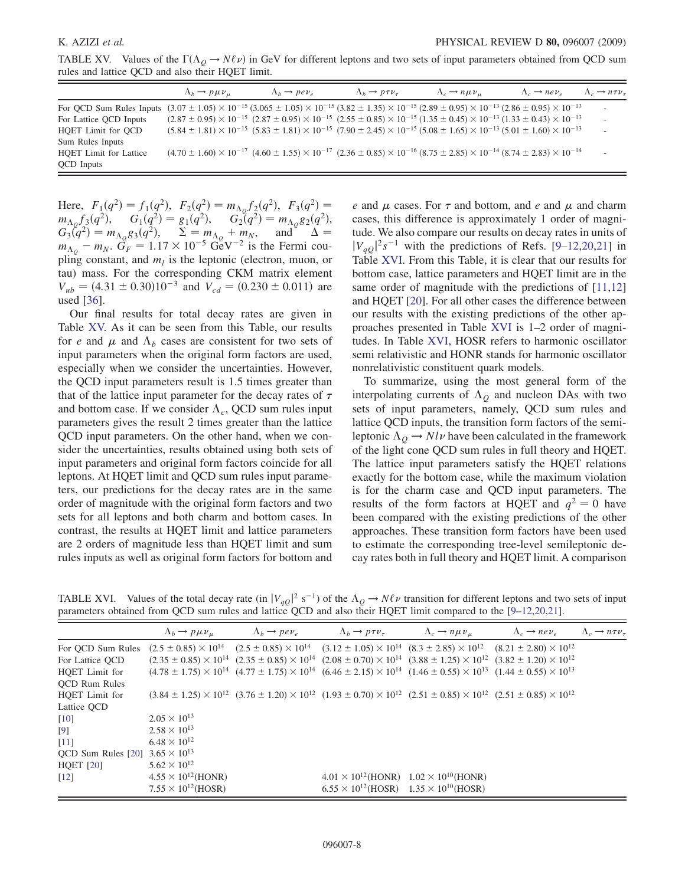TABLE XV. Values of the $\Gamma(\Lambda_Q \to N\ell\nu)$ in GeV for different leptons and two sets of input parameters obtained from QCD sum rules and lattice QCD and also their HQET limit.

| | $\Lambda_b \to p\mu\nu_\mu$ | $\Lambda_b \to pe\nu_e$ | $\Lambda_b \to p\tau\nu_\tau$ | $\Lambda_c \to n\mu\nu_\mu$ | $\Lambda_c \to ne\nu_e$ | $\Lambda_c \to n\tau\nu_\tau$ |
|---|---|---|---|---|---|---|
| For QCD Sum Rules Inputs | $(3.07 \pm 1.05) \times 10^{-15}$ | $(3.065 \pm 1.05) \times 10^{-15}$ | $(3.82 \pm 1.35) \times 10^{-15}$ | $(2.89 \pm 0.95) \times 10^{-13}$ | $(2.86 \pm 0.95) \times 10^{-13}$ | - |
| For Lattice QCD Inputs | $(2.87 \pm 0.95) \times 10^{-15}$ | $(2.87 \pm 0.95) \times 10^{-15}$ | $(2.55 \pm 0.85) \times 10^{-15}$ | $(1.35 \pm 0.45) \times 10^{-13}$ | $(1.33 \pm 0.43) \times 10^{-13}$ | - |
| HQET Limit for QCD Sum Rules Inputs | $(5.84 \pm 1.81) \times 10^{-15}$ | $(5.83 \pm 1.81) \times 10^{-15}$ | $(7.90 \pm 2.45) \times 10^{-15}$ | $(5.08 \pm 1.65) \times 10^{-13}$ | $(5.01 \pm 1.60) \times 10^{-13}$ | - |
| HQET Limit for Lattice QCD Inputs | $(4.70 \pm 1.60) \times 10^{-17}$ | $(4.60 \pm 1.55) \times 10^{-17}$ | $(2.36 \pm 0.85) \times 10^{-16}$ | $(8.75 \pm 2.85) \times 10^{-14}$ | $(8.74 \pm 2.83) \times 10^{-14}$ | - |

Here, $F_1(q^2) = f_1(q^2)$, $F_2(q^2) = m_{\Lambda_Q} f_2(q^2)$, $F_3(q^2) = m_{\Lambda_Q} f_3(q^2)$, $G_1(q^2) = g_1(q^2)$, $G_2(q^2) = m_{\Lambda_Q} g_2(q^2)$, $G_3(q^2) = m_{\Lambda_Q} g_3(q^2)$, $\Sigma = m_{\Lambda_Q} + m_N$, and $\Delta = m_{\Lambda_Q} - m_N$. $G_F = 1.17 \times 10^{-5}$ GeV$^{-2}$ is the Fermi coupling constant, and $m_l$ is the leptonic (electron, muon, or tau) mass. For the corresponding CKM matrix element $V_{ub} = (4.31 \pm 0.30)10^{-3}$ and $V_{cd} = (0.230 \pm 0.011)$ are used [36].

Our final results for total decay rates are given in Table XV. As it can be seen from this Table, our results for $e$ and $\mu$ and $\Lambda_b$ cases are consistent for two sets of input parameters when the original form factors are used, especially when we consider the uncertainties. However, the QCD input parameters result is 1.5 times greater than that of the lattice input parameter for the decay rates of $\tau$ and bottom case. If we consider $\Lambda_c$, QCD sum rules input parameters gives the result 2 times greater than the lattice QCD input parameters. On the other hand, when we consider the uncertainties, results obtained using both sets of input parameters and original form factors coincide for all leptons. At HQET limit and QCD sum rules input parameters, our predictions for the decay rates are in the same order of magnitude with the original form factors and two sets for all leptons and both charm and bottom cases. In contrast, the results at HQET limit and lattice parameters are 2 orders of magnitude less than HQET limit and sum rules inputs as well as original form factors for bottom and $e$ and $\mu$ cases. For $\tau$ and bottom, and $e$ and $\mu$ and charm cases, this difference is approximately 1 order of magnitude. We also compare our results on decay rates in units of $|V_{qQ}|^2 s^{-1}$ with the predictions of Refs. [9–12,20,21] in Table XVI. From this Table, it is clear that our results for bottom case, lattice parameters and HQET limit are in the same order of magnitude with the predictions of [11,12] and HQET [20]. For all other cases the difference between our results with the existing predictions of the other approaches presented in Table XVI is 1–2 order of magnitudes. In Table XVI, HOSR refers to harmonic oscillator semi relativistic and HONR stands for harmonic oscillator nonrelativistic constituent quark models.

To summarize, using the most general form of the interpolating currents of $\Lambda_Q$ and nucleon DAs with two sets of input parameters, namely, QCD sum rules and lattice QCD inputs, the transition form factors of the semileptonic $\Lambda_Q \to Nl\nu$ have been calculated in the framework of the light cone QCD sum rules in full theory and HQET. The lattice input parameters satisfy the HQET relations exactly for the bottom case, while the maximum violation is for the charm case and QCD input parameters. The results of the form factors at HQET and $q^2 = 0$ have been compared with the existing predictions of the other approaches. These transition form factors have been used to estimate the corresponding tree-level semileptonic decay rates both in full theory and HQET limit. A comparison

TABLE XVI. Values of the total decay rate (in $|V_{qQ}|^2$ s$^{-1}$) of the $\Lambda_Q \to N\ell\nu$ transition for different leptons and two sets of input parameters obtained from QCD sum rules and lattice QCD and also their HQET limit compared to the [9–12,20,21].

| | $\Lambda_b \to p\mu\nu_\mu$ | $\Lambda_b \to pe\nu_e$ | $\Lambda_b \to p\tau\nu_\tau$ | $\Lambda_c \to n\mu\nu_\mu$ | $\Lambda_c \to ne\nu_e$ | $\Lambda_c \to n\tau\nu_\tau$ |
|---|---|---|---|---|---|---|
| For QCD Sum Rules | $(2.5 \pm 0.85) \times 10^{14}$ | $(2.5 \pm 0.85) \times 10^{14}$ | $(3.12 \pm 1.05) \times 10^{14}$ | $(8.3 \pm 2.85) \times 10^{12}$ | $(8.21 \pm 2.80) \times 10^{12}$ | |
| For Lattice QCD | $(2.35 \pm 0.85) \times 10^{14}$ | $(2.35 \pm 0.85) \times 10^{14}$ | $(2.08 \pm 0.70) \times 10^{14}$ | $(3.88 \pm 1.25) \times 10^{12}$ | $(3.82 \pm 1.20) \times 10^{12}$ | |
| HQET Limit for QCD Rum Rules | $(4.78 \pm 1.75) \times 10^{14}$ | $(4.77 \pm 1.75) \times 10^{14}$ | $(6.46 \pm 2.15) \times 10^{14}$ | $(1.46 \pm 0.55) \times 10^{13}$ | $(1.44 \pm 0.55) \times 10^{13}$ | |
| HQET Limit for Lattice QCD | $(3.84 \pm 1.25) \times 10^{12}$ | $(3.76 \pm 1.20) \times 10^{12}$ | $(1.93 \pm 0.70) \times 10^{12}$ | $(2.51 \pm 0.85) \times 10^{12}$ | $(2.51 \pm 0.85) \times 10^{12}$ | |
| [10] | $2.05 \times 10^{13}$ | | | | | |
| [9] | $2.58 \times 10^{13}$ | | | | | |
| [11] | $6.48 \times 10^{12}$ | | | | | |
| QCD Sum Rules [20] | $3.65 \times 10^{13}$ | | | | | |
| HQET [20] | $5.62 \times 10^{12}$ | | | | | |
| [12] | $4.55 \times 10^{12}$(HONR) | | $4.01 \times 10^{12}$(HONR) | $1.02 \times 10^{10}$(HONR) | | |
| | $7.55 \times 10^{12}$(HOSR) | | $6.55 \times 10^{12}$(HOSR) | $1.35 \times 10^{10}$(HOSR) | | |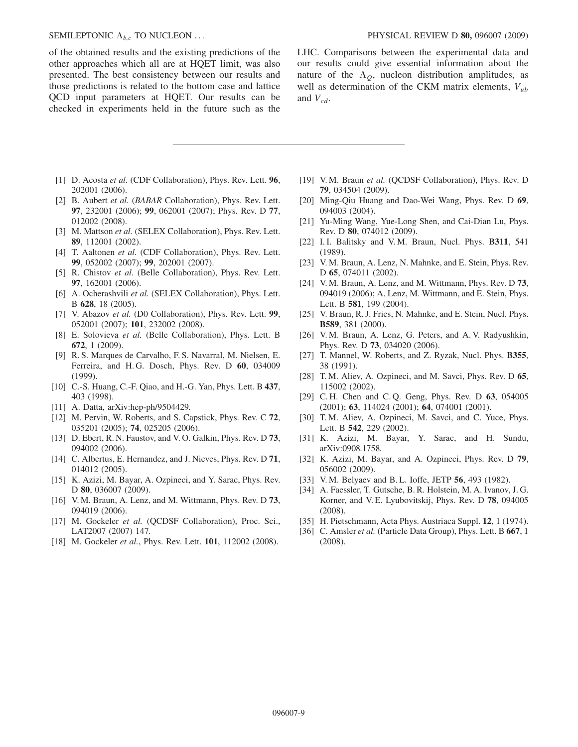of the obtained results and the existing predictions of the other approaches which all are at HQET limit, was also presented. The best consistency between our results and those predictions is related to the bottom case and lattice QCD input parameters at HQET. Our results can be checked in experiments held in the future such as the LHC. Comparisons between the experimental data and our results could give essential information about the nature of the $\Lambda_Q$, nucleon distribution amplitudes, as well as determination of the CKM matrix elements, $V_{ub}$ and $V_{cd}$.

---

[1] D. Acosta *et al.* (CDF Collaboration), Phys. Rev. Lett. **96**, 202001 (2006).

[2] B. Aubert *et al.* (*BABAR* Collaboration), Phys. Rev. Lett. **97**, 232001 (2006); **99**, 062001 (2007); Phys. Rev. D **77**, 012002 (2008).

[3] M. Mattson *et al.* (SELEX Collaboration), Phys. Rev. Lett. **89**, 112001 (2002).

[4] T. Aaltonen *et al.* (CDF Collaboration), Phys. Rev. Lett. **99**, 052002 (2007); **99**, 202001 (2007).

[5] R. Chistov *et al.* (Belle Collaboration), Phys. Rev. Lett. **97**, 162001 (2006).

[6] A. Ocherashvili *et al.* (SELEX Collaboration), Phys. Lett. B **628**, 18 (2005).

[7] V. Abazov *et al.* (D0 Collaboration), Phys. Rev. Lett. **99**, 052001 (2007); **101**, 232002 (2008).

[8] E. Solovieva *et al.* (Belle Collaboration), Phys. Lett. B **672**, 1 (2009).

[9] R. S. Marques de Carvalho, F. S. Navarral, M. Nielsen, E. Ferreira, and H. G. Dosch, Phys. Rev. D **60**, 034009 (1999).

[10] C.-S. Huang, C.-F. Qiao, and H.-G. Yan, Phys. Lett. B **437**, 403 (1998).

[11] A. Datta, arXiv:hep-ph/9504429.

[12] M. Pervin, W. Roberts, and S. Capstick, Phys. Rev. C **72**, 035201 (2005); **74**, 025205 (2006).

[13] D. Ebert, R. N. Faustov, and V. O. Galkin, Phys. Rev. D **73**, 094002 (2006).

[14] C. Albertus, E. Hernandez, and J. Nieves, Phys. Rev. D **71**, 014012 (2005).

[15] K. Azizi, M. Bayar, A. Ozpineci, and Y. Sarac, Phys. Rev. D **80**, 036007 (2009).

[16] V. M. Braun, A. Lenz, and M. Wittmann, Phys. Rev. D **73**, 094019 (2006).

[17] M. Gockeler *et al.* (QCDSF Collaboration), Proc. Sci., LAT2007 (2007) 147.

[18] M. Gockeler *et al.*, Phys. Rev. Lett. **101**, 112002 (2008).

[19] V. M. Braun *et al.* (QCDSF Collaboration), Phys. Rev. D **79**, 034504 (2009).

[20] Ming-Qiu Huang and Dao-Wei Wang, Phys. Rev. D **69**, 094003 (2004).

[21] Yu-Ming Wang, Yue-Long Shen, and Cai-Dian Lu, Phys. Rev. D **80**, 074012 (2009).

[22] I. I. Balitsky and V. M. Braun, Nucl. Phys. **B311**, 541 (1989).

[23] V. M. Braun, A. Lenz, N. Mahnke, and E. Stein, Phys. Rev. D **65**, 074011 (2002).

[24] V. M. Braun, A. Lenz, and M. Wittmann, Phys. Rev. D **73**, 094019 (2006); A. Lenz, M. Wittmann, and E. Stein, Phys. Lett. B **581**, 199 (2004).

[25] V. Braun, R. J. Fries, N. Mahnke, and E. Stein, Nucl. Phys. **B589**, 381 (2000).

[26] V. M. Braun, A. Lenz, G. Peters, and A. V. Radyushkin, Phys. Rev. D **73**, 034020 (2006).

[27] T. Mannel, W. Roberts, and Z. Ryzak, Nucl. Phys. **B355**, 38 (1991).

[28] T. M. Aliev, A. Ozpineci, and M. Savci, Phys. Rev. D **65**, 115002 (2002).

[29] C. H. Chen and C. Q. Geng, Phys. Rev. D **63**, 054005 (2001); **63**, 114024 (2001); **64**, 074001 (2001).

[30] T. M. Aliev, A. Ozpineci, M. Savci, and C. Yuce, Phys. Lett. B **542**, 229 (2002).

[31] K. Azizi, M. Bayar, Y. Sarac, and H. Sundu, arXiv:0908.1758.

[32] K. Azizi, M. Bayar, and A. Ozpineci, Phys. Rev. D **79**, 056002 (2009).

[33] V. M. Belyaev and B. L. Ioffe, JETP **56**, 493 (1982).

[34] A. Faessler, T. Gutsche, B. R. Holstein, M. A. Ivanov, J. G. Korner, and V. E. Lyubovitskij, Phys. Rev. D **78**, 094005 (2008).

[35] H. Pietschmann, Acta Phys. Austriaca Suppl. **12**, 1 (1974).

[36] C. Amsler *et al.* (Particle Data Group), Phys. Lett. B **667**, 1 (2008).